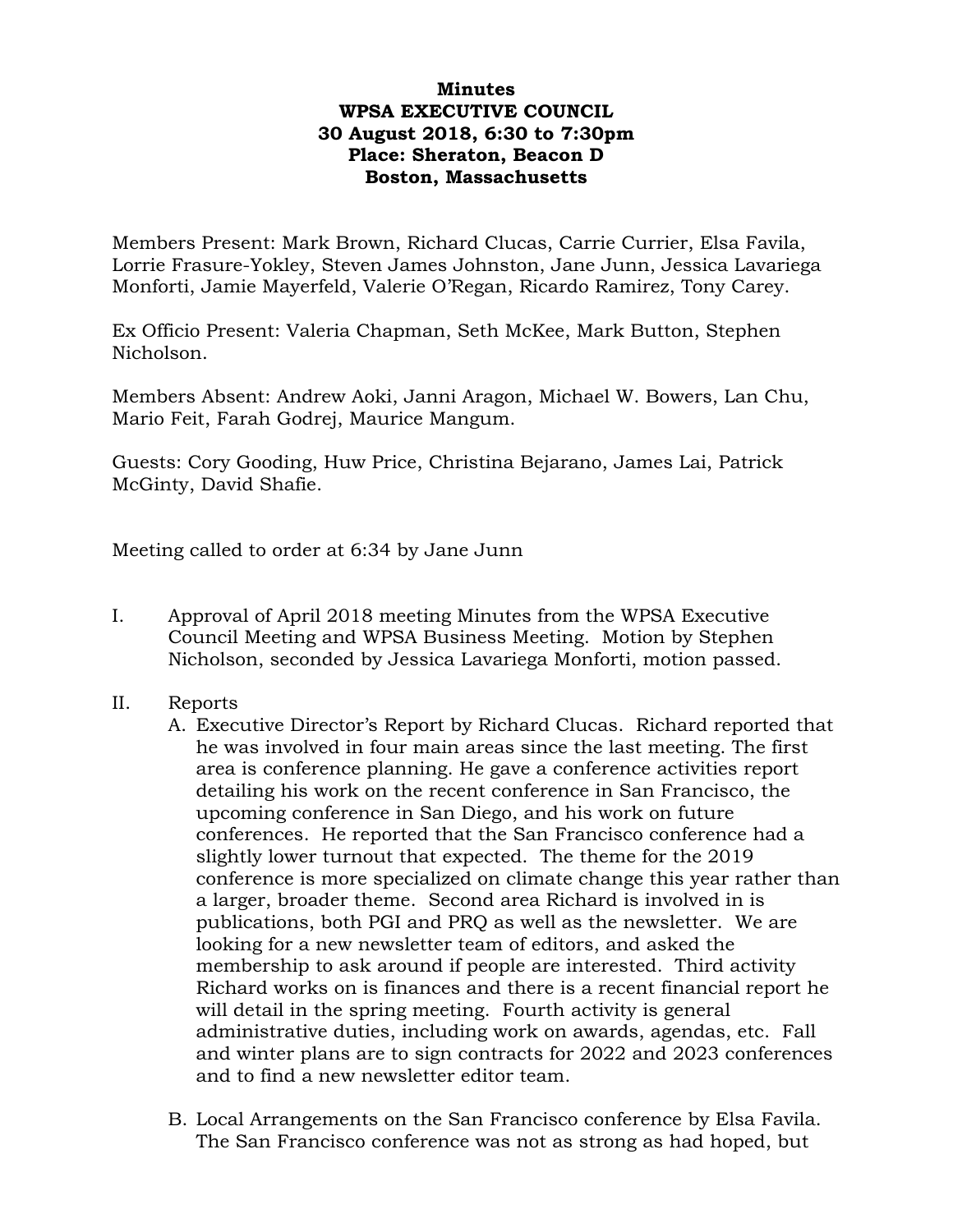**Minutes**
**WPSA EXECUTIVE COUNCIL**
**30 August 2018, 6:30 to 7:30pm**
**Place: Sheraton, Beacon D**
**Boston, Massachusetts**

Members Present: Mark Brown, Richard Clucas, Carrie Currier, Elsa Favila, Lorrie Frasure-Yokley, Steven James Johnston, Jane Junn, Jessica Lavariega Monforti, Jamie Mayerfeld, Valerie O'Regan, Ricardo Ramirez, Tony Carey.

Ex Officio Present: Valeria Chapman, Seth McKee, Mark Button, Stephen Nicholson.

Members Absent: Andrew Aoki, Janni Aragon, Michael W. Bowers, Lan Chu, Mario Feit, Farah Godrej, Maurice Mangum.

Guests: Cory Gooding, Huw Price, Christina Bejarano, James Lai, Patrick McGinty, David Shafie.

Meeting called to order at 6:34 by Jane Junn

I. Approval of April 2018 meeting Minutes from the WPSA Executive Council Meeting and WPSA Business Meeting. Motion by Stephen Nicholson, seconded by Jessica Lavariega Monforti, motion passed.

II. Reports

   A. Executive Director's Report by Richard Clucas. Richard reported that he was involved in four main areas since the last meeting. The first area is conference planning. He gave a conference activities report detailing his work on the recent conference in San Francisco, the upcoming conference in San Diego, and his work on future conferences. He reported that the San Francisco conference had a slightly lower turnout that expected. The theme for the 2019 conference is more specialized on climate change this year rather than a larger, broader theme. Second area Richard is involved in is publications, both PGI and PRQ as well as the newsletter. We are looking for a new newsletter team of editors, and asked the membership to ask around if people are interested. Third activity Richard works on is finances and there is a recent financial report he will detail in the spring meeting. Fourth activity is general administrative duties, including work on awards, agendas, etc. Fall and winter plans are to sign contracts for 2022 and 2023 conferences and to find a new newsletter editor team.

   B. Local Arrangements on the San Francisco conference by Elsa Favila. The San Francisco conference was not as strong as had hoped, but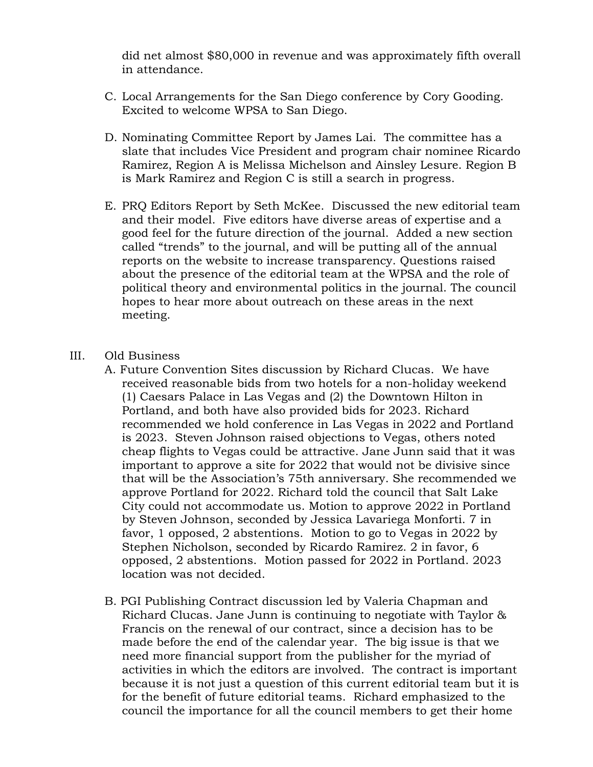did net almost $80,000 in revenue and was approximately fifth overall in attendance.

C. Local Arrangements for the San Diego conference by Cory Gooding. Excited to welcome WPSA to San Diego.

D. Nominating Committee Report by James Lai. The committee has a slate that includes Vice President and program chair nominee Ricardo Ramirez, Region A is Melissa Michelson and Ainsley Lesure. Region B is Mark Ramirez and Region C is still a search in progress.

E. PRQ Editors Report by Seth McKee. Discussed the new editorial team and their model. Five editors have diverse areas of expertise and a good feel for the future direction of the journal. Added a new section called "trends" to the journal, and will be putting all of the annual reports on the website to increase transparency. Questions raised about the presence of the editorial team at the WPSA and the role of political theory and environmental politics in the journal. The council hopes to hear more about outreach on these areas in the next meeting.

III. Old Business

A. Future Convention Sites discussion by Richard Clucas. We have received reasonable bids from two hotels for a non-holiday weekend (1) Caesars Palace in Las Vegas and (2) the Downtown Hilton in Portland, and both have also provided bids for 2023. Richard recommended we hold conference in Las Vegas in 2022 and Portland is 2023. Steven Johnson raised objections to Vegas, others noted cheap flights to Vegas could be attractive. Jane Junn said that it was important to approve a site for 2022 that would not be divisive since that will be the Association's 75th anniversary. She recommended we approve Portland for 2022. Richard told the council that Salt Lake City could not accommodate us. Motion to approve 2022 in Portland by Steven Johnson, seconded by Jessica Lavariega Monforti. 7 in favor, 1 opposed, 2 abstentions. Motion to go to Vegas in 2022 by Stephen Nicholson, seconded by Ricardo Ramirez. 2 in favor, 6 opposed, 2 abstentions. Motion passed for 2022 in Portland. 2023 location was not decided.

B. PGI Publishing Contract discussion led by Valeria Chapman and Richard Clucas. Jane Junn is continuing to negotiate with Taylor & Francis on the renewal of our contract, since a decision has to be made before the end of the calendar year. The big issue is that we need more financial support from the publisher for the myriad of activities in which the editors are involved. The contract is important because it is not just a question of this current editorial team but it is for the benefit of future editorial teams. Richard emphasized to the council the importance for all the council members to get their home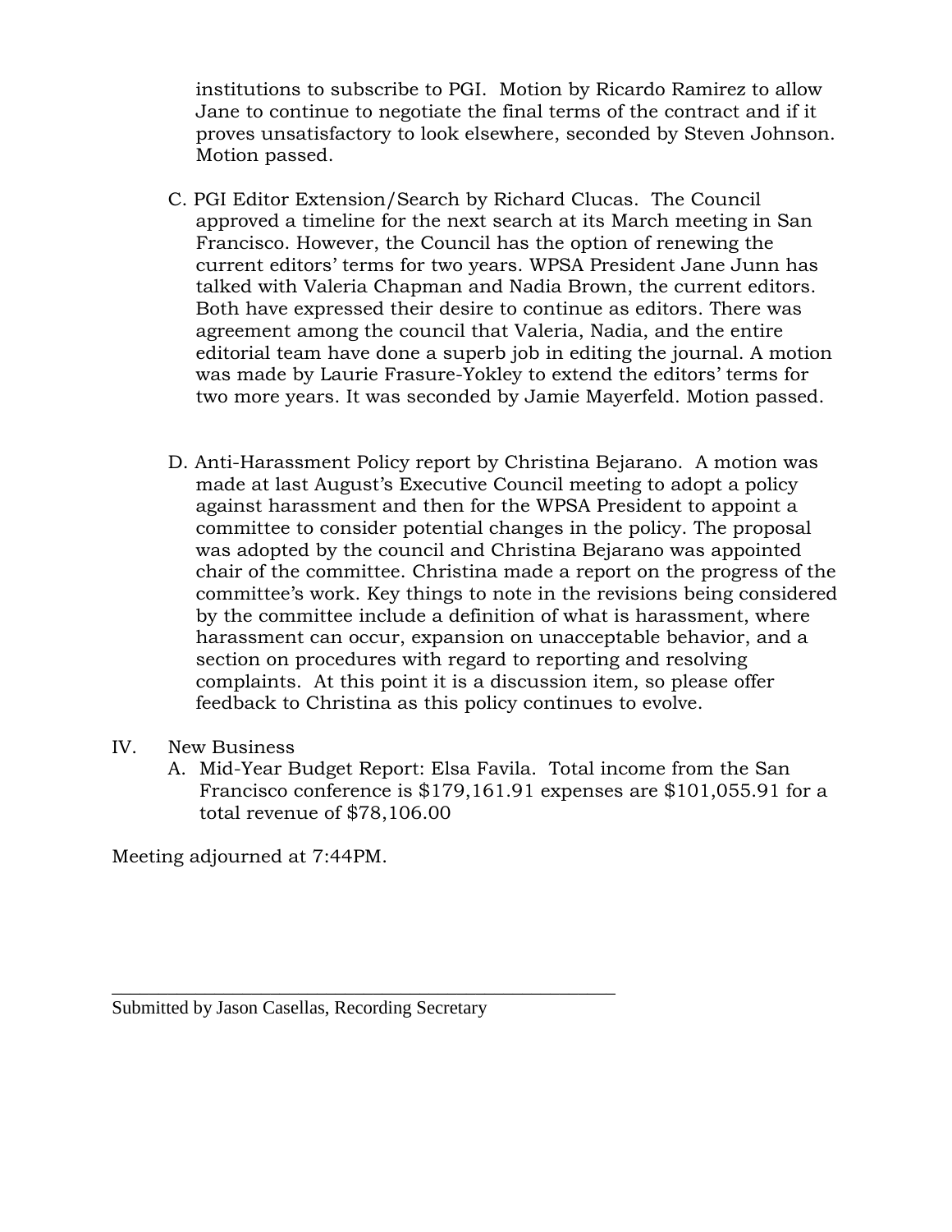institutions to subscribe to PGI. Motion by Ricardo Ramirez to allow Jane to continue to negotiate the final terms of the contract and if it proves unsatisfactory to look elsewhere, seconded by Steven Johnson. Motion passed.

C. PGI Editor Extension/Search by Richard Clucas. The Council approved a timeline for the next search at its March meeting in San Francisco. However, the Council has the option of renewing the current editors' terms for two years. WPSA President Jane Junn has talked with Valeria Chapman and Nadia Brown, the current editors. Both have expressed their desire to continue as editors. There was agreement among the council that Valeria, Nadia, and the entire editorial team have done a superb job in editing the journal. A motion was made by Laurie Frasure-Yokley to extend the editors' terms for two more years. It was seconded by Jamie Mayerfeld. Motion passed.

D. Anti-Harassment Policy report by Christina Bejarano. A motion was made at last August's Executive Council meeting to adopt a policy against harassment and then for the WPSA President to appoint a committee to consider potential changes in the policy. The proposal was adopted by the council and Christina Bejarano was appointed chair of the committee. Christina made a report on the progress of the committee's work. Key things to note in the revisions being considered by the committee include a definition of what is harassment, where harassment can occur, expansion on unacceptable behavior, and a section on procedures with regard to reporting and resolving complaints. At this point it is a discussion item, so please offer feedback to Christina as this policy continues to evolve.

IV. New Business

A. Mid-Year Budget Report: Elsa Favila. Total income from the San Francisco conference is $179,161.91 expenses are $101,055.91 for a total revenue of $78,106.00

Meeting adjourned at 7:44PM.

\_\_\_\_\_\_\_\_\_\_\_\_\_\_\_\_\_\_\_\_\_\_\_\_\_\_\_\_\_\_\_\_\_\_\_\_\_\_\_\_\_\_\_\_\_\_\_\_

Submitted by Jason Casellas, Recording Secretary